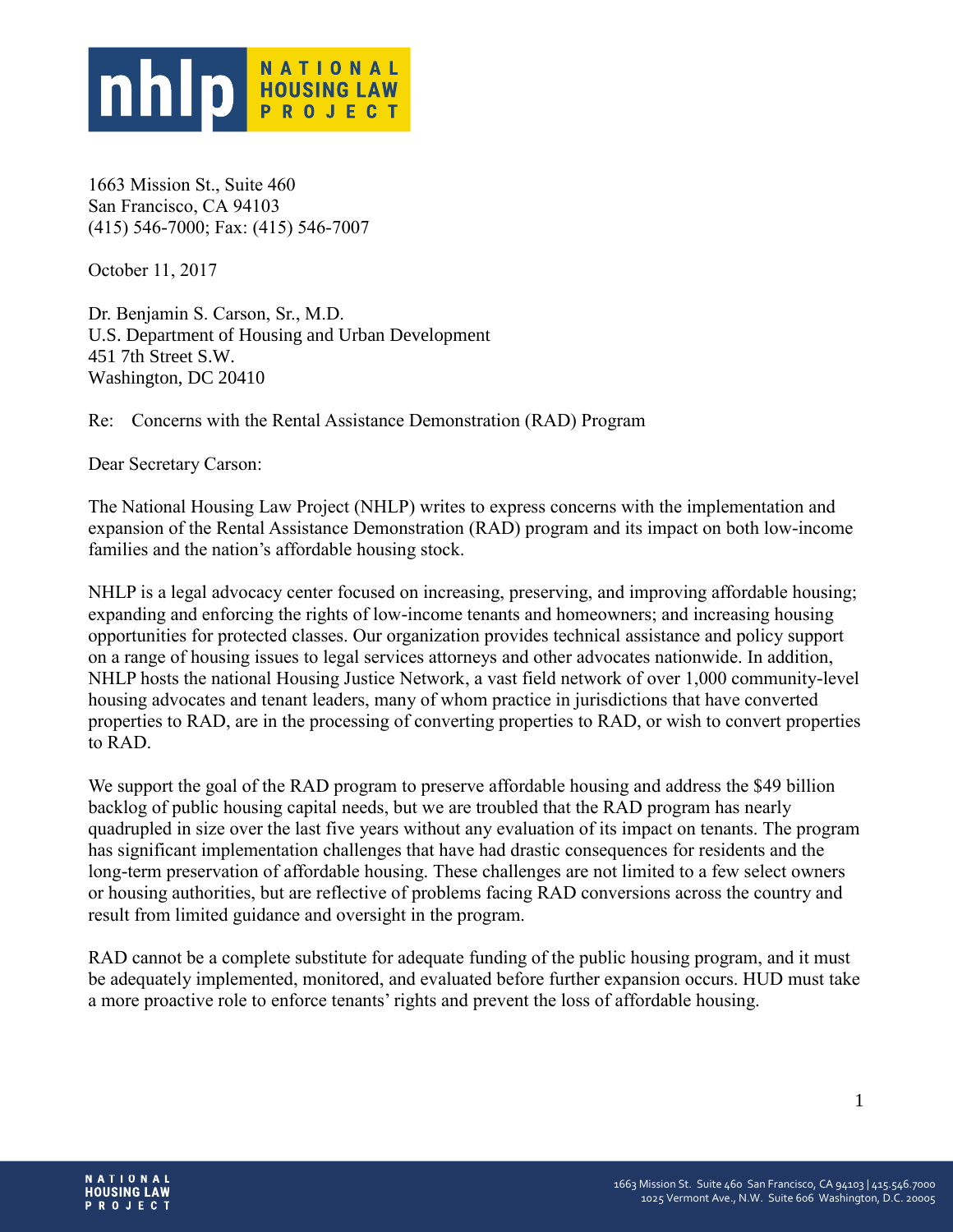**nhlp** NATIONAL HOUSING LAW PROJECT

1663 Mission St., Suite 460
San Francisco, CA 94103
(415) 546-7000; Fax: (415) 546-7007

October 11, 2017

Dr. Benjamin S. Carson, Sr., M.D.
U.S. Department of Housing and Urban Development
451 7th Street S.W.
Washington, DC 20410

Re: Concerns with the Rental Assistance Demonstration (RAD) Program

Dear Secretary Carson:

The National Housing Law Project (NHLP) writes to express concerns with the implementation and expansion of the Rental Assistance Demonstration (RAD) program and its impact on both low-income families and the nation's affordable housing stock.

NHLP is a legal advocacy center focused on increasing, preserving, and improving affordable housing; expanding and enforcing the rights of low-income tenants and homeowners; and increasing housing opportunities for protected classes. Our organization provides technical assistance and policy support on a range of housing issues to legal services attorneys and other advocates nationwide. In addition, NHLP hosts the national Housing Justice Network, a vast field network of over 1,000 community-level housing advocates and tenant leaders, many of whom practice in jurisdictions that have converted properties to RAD, are in the processing of converting properties to RAD, or wish to convert properties to RAD.

We support the goal of the RAD program to preserve affordable housing and address the $49 billion backlog of public housing capital needs, but we are troubled that the RAD program has nearly quadrupled in size over the last five years without any evaluation of its impact on tenants. The program has significant implementation challenges that have had drastic consequences for residents and the long-term preservation of affordable housing. These challenges are not limited to a few select owners or housing authorities, but are reflective of problems facing RAD conversions across the country and result from limited guidance and oversight in the program.

RAD cannot be a complete substitute for adequate funding of the public housing program, and it must be adequately implemented, monitored, and evaluated before further expansion occurs. HUD must take a more proactive role to enforce tenants' rights and prevent the loss of affordable housing.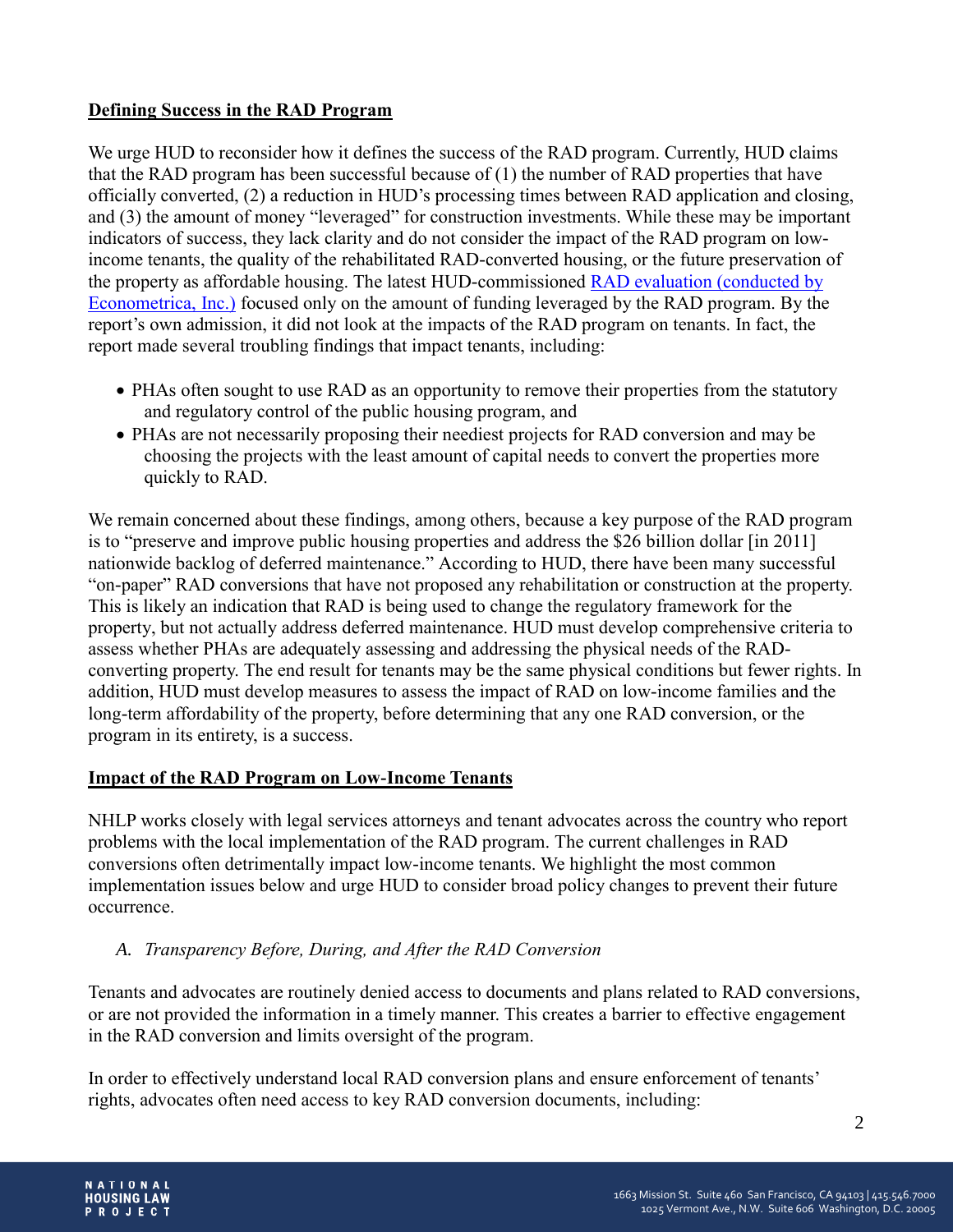**Defining Success in the RAD Program**

We urge HUD to reconsider how it defines the success of the RAD program. Currently, HUD claims that the RAD program has been successful because of (1) the number of RAD properties that have officially converted, (2) a reduction in HUD's processing times between RAD application and closing, and (3) the amount of money "leveraged" for construction investments. While these may be important indicators of success, they lack clarity and do not consider the impact of the RAD program on low-income tenants, the quality of the rehabilitated RAD-converted housing, or the future preservation of the property as affordable housing. The latest HUD-commissioned [RAD evaluation (conducted by Econometrica, Inc.)]() focused only on the amount of funding leveraged by the RAD program. By the report's own admission, it did not look at the impacts of the RAD program on tenants. In fact, the report made several troubling findings that impact tenants, including:

- PHAs often sought to use RAD as an opportunity to remove their properties from the statutory and regulatory control of the public housing program, and
- PHAs are not necessarily proposing their neediest projects for RAD conversion and may be choosing the projects with the least amount of capital needs to convert the properties more quickly to RAD.

We remain concerned about these findings, among others, because a key purpose of the RAD program is to "preserve and improve public housing properties and address the $26 billion dollar [in 2011] nationwide backlog of deferred maintenance." According to HUD, there have been many successful "on-paper" RAD conversions that have not proposed any rehabilitation or construction at the property. This is likely an indication that RAD is being used to change the regulatory framework for the property, but not actually address deferred maintenance. HUD must develop comprehensive criteria to assess whether PHAs are adequately assessing and addressing the physical needs of the RAD-converting property. The end result for tenants may be the same physical conditions but fewer rights. In addition, HUD must develop measures to assess the impact of RAD on low-income families and the long-term affordability of the property, before determining that any one RAD conversion, or the program in its entirety, is a success.

**Impact of the RAD Program on Low-Income Tenants**

NHLP works closely with legal services attorneys and tenant advocates across the country who report problems with the local implementation of the RAD program. The current challenges in RAD conversions often detrimentally impact low-income tenants. We highlight the most common implementation issues below and urge HUD to consider broad policy changes to prevent their future occurrence.

*A. Transparency Before, During, and After the RAD Conversion*

Tenants and advocates are routinely denied access to documents and plans related to RAD conversions, or are not provided the information in a timely manner. This creates a barrier to effective engagement in the RAD conversion and limits oversight of the program.

In order to effectively understand local RAD conversion plans and ensure enforcement of tenants' rights, advocates often need access to key RAD conversion documents, including: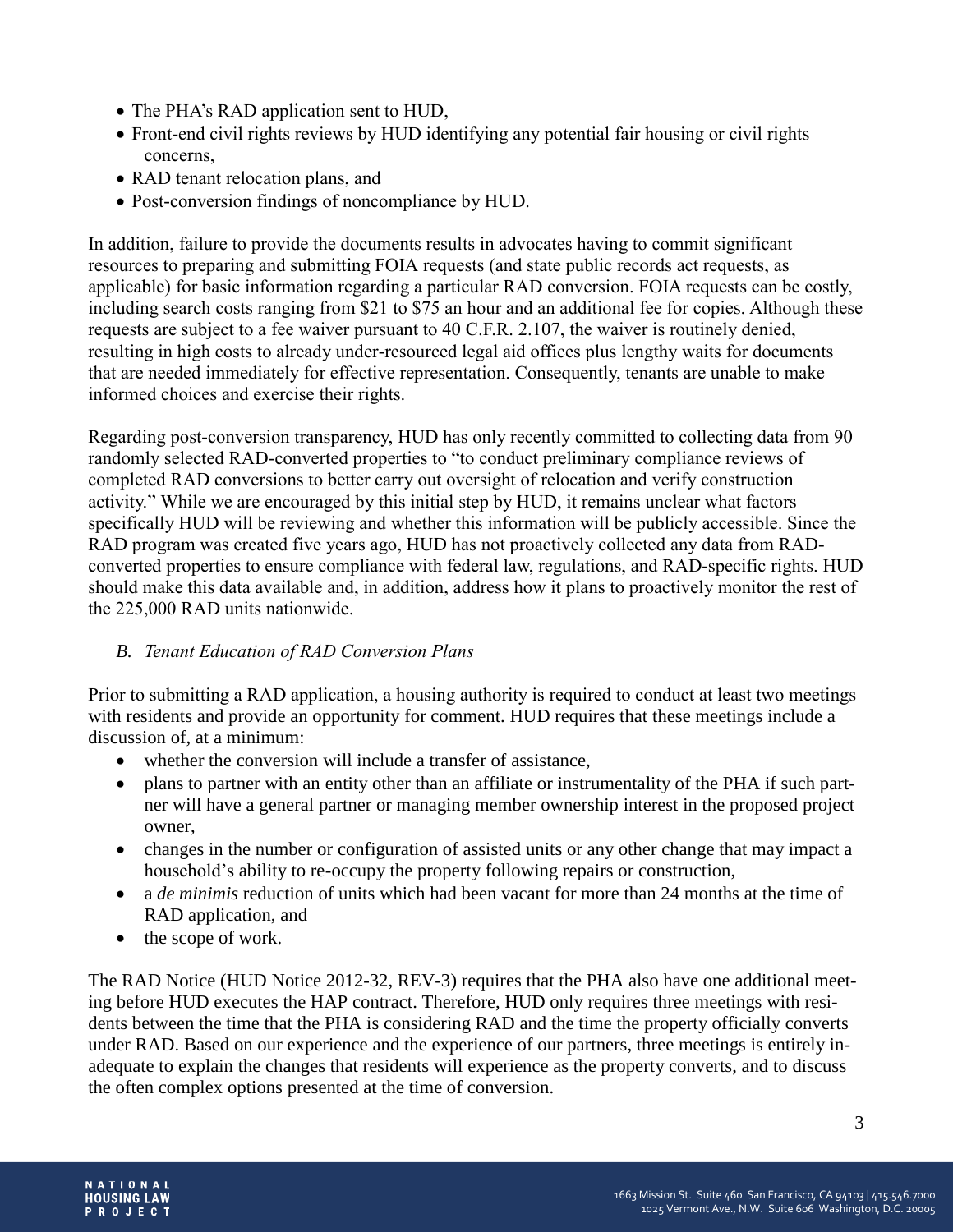- The PHA's RAD application sent to HUD,
- Front-end civil rights reviews by HUD identifying any potential fair housing or civil rights concerns,
- RAD tenant relocation plans, and
- Post-conversion findings of noncompliance by HUD.

In addition, failure to provide the documents results in advocates having to commit significant resources to preparing and submitting FOIA requests (and state public records act requests, as applicable) for basic information regarding a particular RAD conversion. FOIA requests can be costly, including search costs ranging from $21 to $75 an hour and an additional fee for copies. Although these requests are subject to a fee waiver pursuant to 40 C.F.R. 2.107, the waiver is routinely denied, resulting in high costs to already under-resourced legal aid offices plus lengthy waits for documents that are needed immediately for effective representation. Consequently, tenants are unable to make informed choices and exercise their rights.

Regarding post-conversion transparency, HUD has only recently committed to collecting data from 90 randomly selected RAD-converted properties to "to conduct preliminary compliance reviews of completed RAD conversions to better carry out oversight of relocation and verify construction activity." While we are encouraged by this initial step by HUD, it remains unclear what factors specifically HUD will be reviewing and whether this information will be publicly accessible. Since the RAD program was created five years ago, HUD has not proactively collected any data from RAD-converted properties to ensure compliance with federal law, regulations, and RAD-specific rights. HUD should make this data available and, in addition, address how it plans to proactively monitor the rest of the 225,000 RAD units nationwide.

### *B. Tenant Education of RAD Conversion Plans*

Prior to submitting a RAD application, a housing authority is required to conduct at least two meetings with residents and provide an opportunity for comment. HUD requires that these meetings include a discussion of, at a minimum:

- whether the conversion will include a transfer of assistance,
- plans to partner with an entity other than an affiliate or instrumentality of the PHA if such partner will have a general partner or managing member ownership interest in the proposed project owner,
- changes in the number or configuration of assisted units or any other change that may impact a household's ability to re-occupy the property following repairs or construction,
- a *de minimis* reduction of units which had been vacant for more than 24 months at the time of RAD application, and
- the scope of work.

The RAD Notice (HUD Notice 2012-32, REV-3) requires that the PHA also have one additional meeting before HUD executes the HAP contract. Therefore, HUD only requires three meetings with residents between the time that the PHA is considering RAD and the time the property officially converts under RAD. Based on our experience and the experience of our partners, three meetings is entirely inadequate to explain the changes that residents will experience as the property converts, and to discuss the often complex options presented at the time of conversion.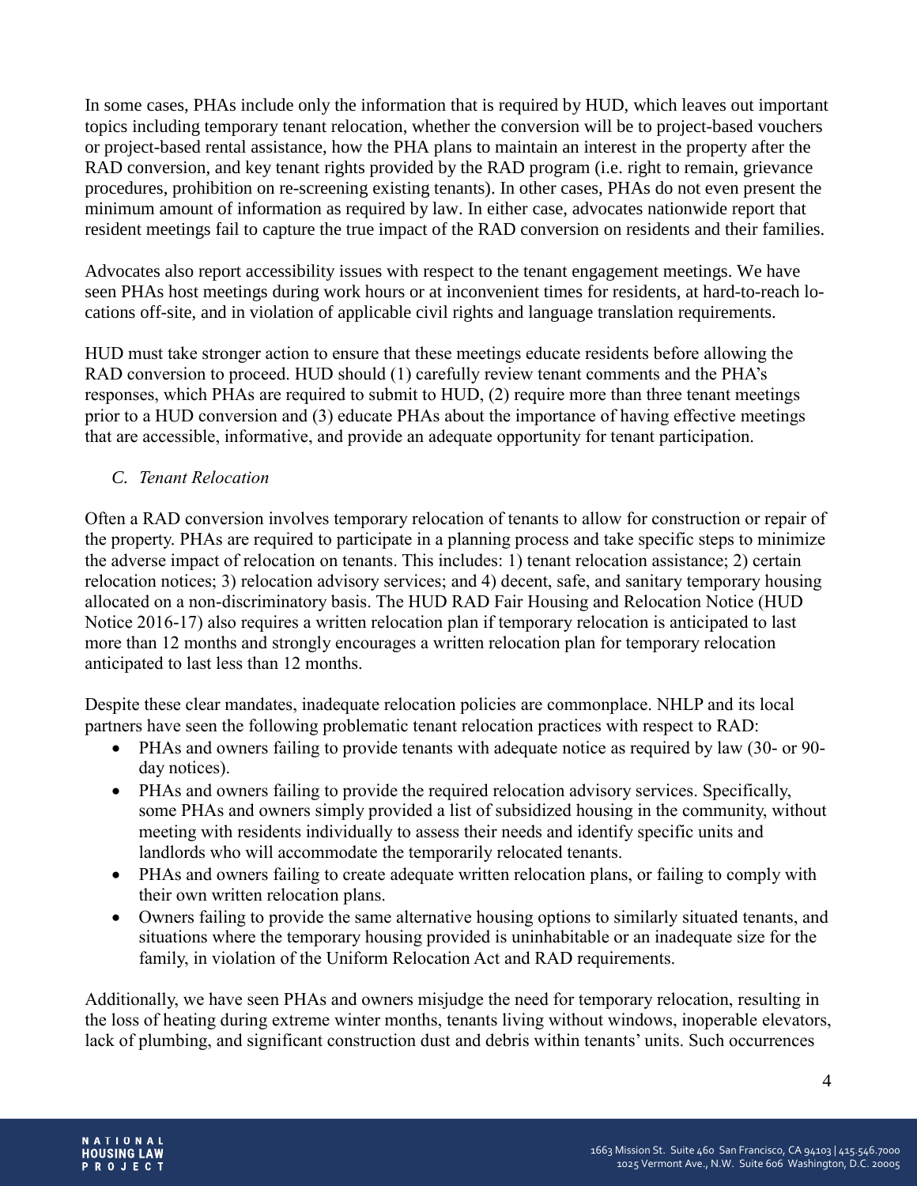In some cases, PHAs include only the information that is required by HUD, which leaves out important topics including temporary tenant relocation, whether the conversion will be to project-based vouchers or project-based rental assistance, how the PHA plans to maintain an interest in the property after the RAD conversion, and key tenant rights provided by the RAD program (i.e. right to remain, grievance procedures, prohibition on re-screening existing tenants). In other cases, PHAs do not even present the minimum amount of information as required by law. In either case, advocates nationwide report that resident meetings fail to capture the true impact of the RAD conversion on residents and their families.

Advocates also report accessibility issues with respect to the tenant engagement meetings. We have seen PHAs host meetings during work hours or at inconvenient times for residents, at hard-to-reach locations off-site, and in violation of applicable civil rights and language translation requirements.

HUD must take stronger action to ensure that these meetings educate residents before allowing the RAD conversion to proceed. HUD should (1) carefully review tenant comments and the PHA's responses, which PHAs are required to submit to HUD, (2) require more than three tenant meetings prior to a HUD conversion and (3) educate PHAs about the importance of having effective meetings that are accessible, informative, and provide an adequate opportunity for tenant participation.

### *C. Tenant Relocation*

Often a RAD conversion involves temporary relocation of tenants to allow for construction or repair of the property. PHAs are required to participate in a planning process and take specific steps to minimize the adverse impact of relocation on tenants. This includes: 1) tenant relocation assistance; 2) certain relocation notices; 3) relocation advisory services; and 4) decent, safe, and sanitary temporary housing allocated on a non-discriminatory basis. The HUD RAD Fair Housing and Relocation Notice (HUD Notice 2016-17) also requires a written relocation plan if temporary relocation is anticipated to last more than 12 months and strongly encourages a written relocation plan for temporary relocation anticipated to last less than 12 months.

Despite these clear mandates, inadequate relocation policies are commonplace. NHLP and its local partners have seen the following problematic tenant relocation practices with respect to RAD:

- PHAs and owners failing to provide tenants with adequate notice as required by law (30- or 90-day notices).
- PHAs and owners failing to provide the required relocation advisory services. Specifically, some PHAs and owners simply provided a list of subsidized housing in the community, without meeting with residents individually to assess their needs and identify specific units and landlords who will accommodate the temporarily relocated tenants.
- PHAs and owners failing to create adequate written relocation plans, or failing to comply with their own written relocation plans.
- Owners failing to provide the same alternative housing options to similarly situated tenants, and situations where the temporary housing provided is uninhabitable or an inadequate size for the family, in violation of the Uniform Relocation Act and RAD requirements.

Additionally, we have seen PHAs and owners misjudge the need for temporary relocation, resulting in the loss of heating during extreme winter months, tenants living without windows, inoperable elevators, lack of plumbing, and significant construction dust and debris within tenants' units. Such occurrences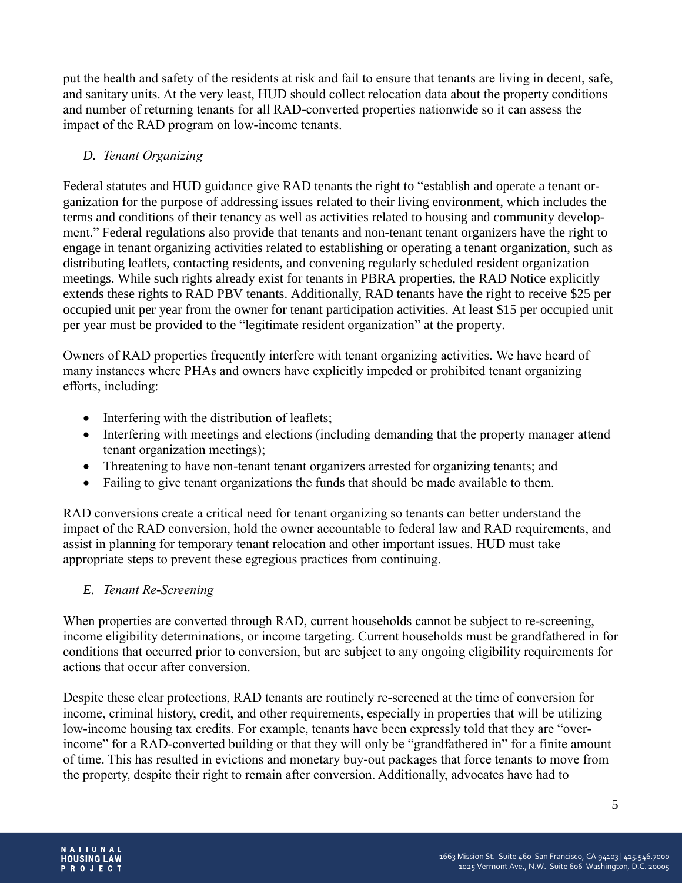put the health and safety of the residents at risk and fail to ensure that tenants are living in decent, safe, and sanitary units. At the very least, HUD should collect relocation data about the property conditions and number of returning tenants for all RAD-converted properties nationwide so it can assess the impact of the RAD program on low-income tenants.

### *D. Tenant Organizing*

Federal statutes and HUD guidance give RAD tenants the right to "establish and operate a tenant organization for the purpose of addressing issues related to their living environment, which includes the terms and conditions of their tenancy as well as activities related to housing and community development." Federal regulations also provide that tenants and non-tenant tenant organizers have the right to engage in tenant organizing activities related to establishing or operating a tenant organization, such as distributing leaflets, contacting residents, and convening regularly scheduled resident organization meetings. While such rights already exist for tenants in PBRA properties, the RAD Notice explicitly extends these rights to RAD PBV tenants. Additionally, RAD tenants have the right to receive $25 per occupied unit per year from the owner for tenant participation activities. At least $15 per occupied unit per year must be provided to the "legitimate resident organization" at the property.

Owners of RAD properties frequently interfere with tenant organizing activities. We have heard of many instances where PHAs and owners have explicitly impeded or prohibited tenant organizing efforts, including:

- Interfering with the distribution of leaflets;
- Interfering with meetings and elections (including demanding that the property manager attend tenant organization meetings);
- Threatening to have non-tenant tenant organizers arrested for organizing tenants; and
- Failing to give tenant organizations the funds that should be made available to them.

RAD conversions create a critical need for tenant organizing so tenants can better understand the impact of the RAD conversion, hold the owner accountable to federal law and RAD requirements, and assist in planning for temporary tenant relocation and other important issues. HUD must take appropriate steps to prevent these egregious practices from continuing.

### *E. Tenant Re-Screening*

When properties are converted through RAD, current households cannot be subject to re-screening, income eligibility determinations, or income targeting. Current households must be grandfathered in for conditions that occurred prior to conversion, but are subject to any ongoing eligibility requirements for actions that occur after conversion.

Despite these clear protections, RAD tenants are routinely re-screened at the time of conversion for income, criminal history, credit, and other requirements, especially in properties that will be utilizing low-income housing tax credits. For example, tenants have been expressly told that they are "over-income" for a RAD-converted building or that they will only be "grandfathered in" for a finite amount of time. This has resulted in evictions and monetary buy-out packages that force tenants to move from the property, despite their right to remain after conversion. Additionally, advocates have had to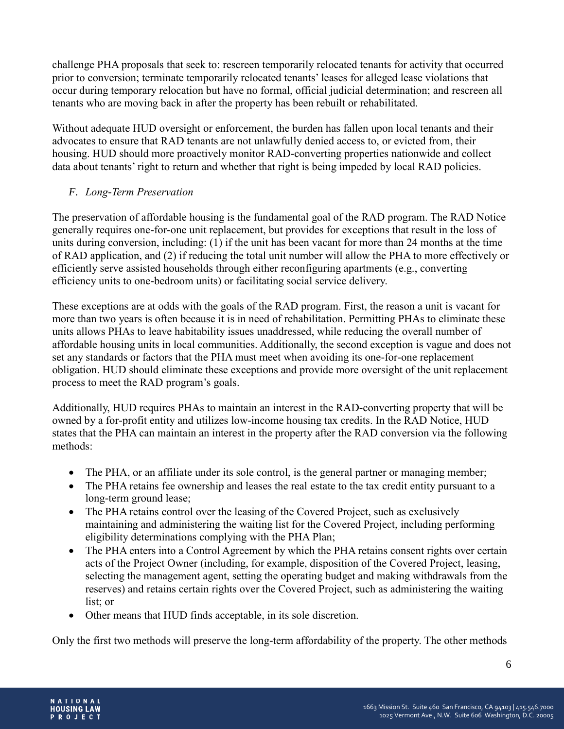challenge PHA proposals that seek to: rescreen temporarily relocated tenants for activity that occurred prior to conversion; terminate temporarily relocated tenants' leases for alleged lease violations that occur during temporary relocation but have no formal, official judicial determination; and rescreen all tenants who are moving back in after the property has been rebuilt or rehabilitated.

Without adequate HUD oversight or enforcement, the burden has fallen upon local tenants and their advocates to ensure that RAD tenants are not unlawfully denied access to, or evicted from, their housing. HUD should more proactively monitor RAD-converting properties nationwide and collect data about tenants' right to return and whether that right is being impeded by local RAD policies.

### *F. Long-Term Preservation*

The preservation of affordable housing is the fundamental goal of the RAD program. The RAD Notice generally requires one-for-one unit replacement, but provides for exceptions that result in the loss of units during conversion, including: (1) if the unit has been vacant for more than 24 months at the time of RAD application, and (2) if reducing the total unit number will allow the PHA to more effectively or efficiently serve assisted households through either reconfiguring apartments (e.g., converting efficiency units to one-bedroom units) or facilitating social service delivery.

These exceptions are at odds with the goals of the RAD program. First, the reason a unit is vacant for more than two years is often because it is in need of rehabilitation. Permitting PHAs to eliminate these units allows PHAs to leave habitability issues unaddressed, while reducing the overall number of affordable housing units in local communities. Additionally, the second exception is vague and does not set any standards or factors that the PHA must meet when avoiding its one-for-one replacement obligation. HUD should eliminate these exceptions and provide more oversight of the unit replacement process to meet the RAD program's goals.

Additionally, HUD requires PHAs to maintain an interest in the RAD-converting property that will be owned by a for-profit entity and utilizes low-income housing tax credits. In the RAD Notice, HUD states that the PHA can maintain an interest in the property after the RAD conversion via the following methods:

- The PHA, or an affiliate under its sole control, is the general partner or managing member;
- The PHA retains fee ownership and leases the real estate to the tax credit entity pursuant to a long-term ground lease;
- The PHA retains control over the leasing of the Covered Project, such as exclusively maintaining and administering the waiting list for the Covered Project, including performing eligibility determinations complying with the PHA Plan;
- The PHA enters into a Control Agreement by which the PHA retains consent rights over certain acts of the Project Owner (including, for example, disposition of the Covered Project, leasing, selecting the management agent, setting the operating budget and making withdrawals from the reserves) and retains certain rights over the Covered Project, such as administering the waiting list; or
- Other means that HUD finds acceptable, in its sole discretion.

Only the first two methods will preserve the long-term affordability of the property. The other methods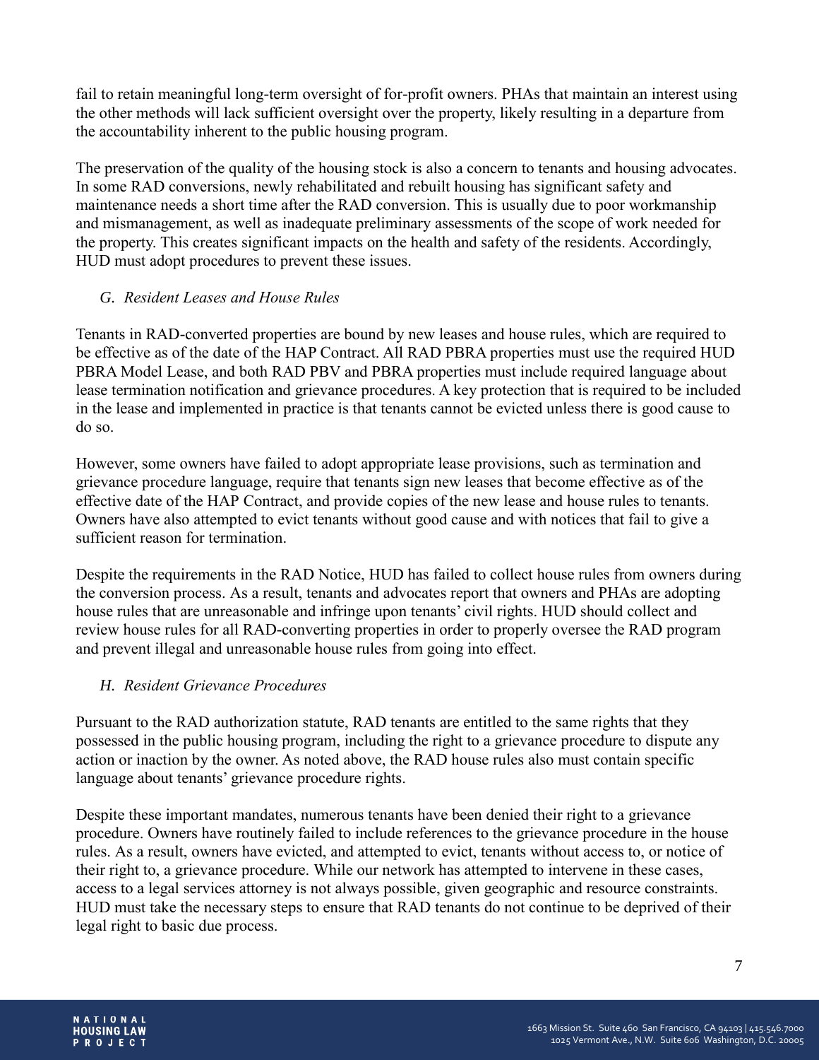fail to retain meaningful long-term oversight of for-profit owners. PHAs that maintain an interest using the other methods will lack sufficient oversight over the property, likely resulting in a departure from the accountability inherent to the public housing program.

The preservation of the quality of the housing stock is also a concern to tenants and housing advocates. In some RAD conversions, newly rehabilitated and rebuilt housing has significant safety and maintenance needs a short time after the RAD conversion. This is usually due to poor workmanship and mismanagement, as well as inadequate preliminary assessments of the scope of work needed for the property. This creates significant impacts on the health and safety of the residents. Accordingly, HUD must adopt procedures to prevent these issues.

### *G. Resident Leases and House Rules*

Tenants in RAD-converted properties are bound by new leases and house rules, which are required to be effective as of the date of the HAP Contract. All RAD PBRA properties must use the required HUD PBRA Model Lease, and both RAD PBV and PBRA properties must include required language about lease termination notification and grievance procedures. A key protection that is required to be included in the lease and implemented in practice is that tenants cannot be evicted unless there is good cause to do so.

However, some owners have failed to adopt appropriate lease provisions, such as termination and grievance procedure language, require that tenants sign new leases that become effective as of the effective date of the HAP Contract, and provide copies of the new lease and house rules to tenants. Owners have also attempted to evict tenants without good cause and with notices that fail to give a sufficient reason for termination.

Despite the requirements in the RAD Notice, HUD has failed to collect house rules from owners during the conversion process. As a result, tenants and advocates report that owners and PHAs are adopting house rules that are unreasonable and infringe upon tenants' civil rights. HUD should collect and review house rules for all RAD-converting properties in order to properly oversee the RAD program and prevent illegal and unreasonable house rules from going into effect.

### *H. Resident Grievance Procedures*

Pursuant to the RAD authorization statute, RAD tenants are entitled to the same rights that they possessed in the public housing program, including the right to a grievance procedure to dispute any action or inaction by the owner. As noted above, the RAD house rules also must contain specific language about tenants' grievance procedure rights.

Despite these important mandates, numerous tenants have been denied their right to a grievance procedure. Owners have routinely failed to include references to the grievance procedure in the house rules. As a result, owners have evicted, and attempted to evict, tenants without access to, or notice of their right to, a grievance procedure. While our network has attempted to intervene in these cases, access to a legal services attorney is not always possible, given geographic and resource constraints. HUD must take the necessary steps to ensure that RAD tenants do not continue to be deprived of their legal right to basic due process.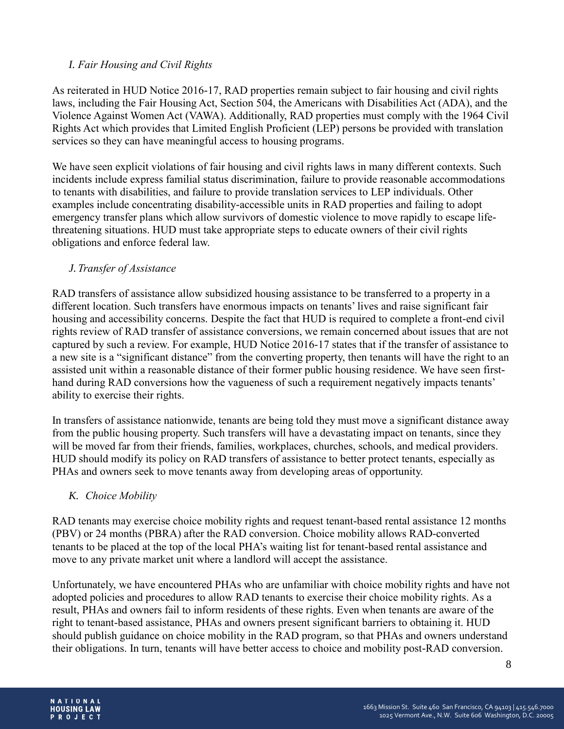### *I. Fair Housing and Civil Rights*

As reiterated in HUD Notice 2016-17, RAD properties remain subject to fair housing and civil rights laws, including the Fair Housing Act, Section 504, the Americans with Disabilities Act (ADA), and the Violence Against Women Act (VAWA). Additionally, RAD properties must comply with the 1964 Civil Rights Act which provides that Limited English Proficient (LEP) persons be provided with translation services so they can have meaningful access to housing programs.

We have seen explicit violations of fair housing and civil rights laws in many different contexts. Such incidents include express familial status discrimination, failure to provide reasonable accommodations to tenants with disabilities, and failure to provide translation services to LEP individuals. Other examples include concentrating disability-accessible units in RAD properties and failing to adopt emergency transfer plans which allow survivors of domestic violence to move rapidly to escape life-threatening situations. HUD must take appropriate steps to educate owners of their civil rights obligations and enforce federal law.

### *J. Transfer of Assistance*

RAD transfers of assistance allow subsidized housing assistance to be transferred to a property in a different location. Such transfers have enormous impacts on tenants' lives and raise significant fair housing and accessibility concerns. Despite the fact that HUD is required to complete a front-end civil rights review of RAD transfer of assistance conversions, we remain concerned about issues that are not captured by such a review. For example, HUD Notice 2016-17 states that if the transfer of assistance to a new site is a "significant distance" from the converting property, then tenants will have the right to an assisted unit within a reasonable distance of their former public housing residence. We have seen first-hand during RAD conversions how the vagueness of such a requirement negatively impacts tenants' ability to exercise their rights.

In transfers of assistance nationwide, tenants are being told they must move a significant distance away from the public housing property. Such transfers will have a devastating impact on tenants, since they will be moved far from their friends, families, workplaces, churches, schools, and medical providers. HUD should modify its policy on RAD transfers of assistance to better protect tenants, especially as PHAs and owners seek to move tenants away from developing areas of opportunity.

### *K. Choice Mobility*

RAD tenants may exercise choice mobility rights and request tenant-based rental assistance 12 months (PBV) or 24 months (PBRA) after the RAD conversion. Choice mobility allows RAD-converted tenants to be placed at the top of the local PHA's waiting list for tenant-based rental assistance and move to any private market unit where a landlord will accept the assistance.

Unfortunately, we have encountered PHAs who are unfamiliar with choice mobility rights and have not adopted policies and procedures to allow RAD tenants to exercise their choice mobility rights. As a result, PHAs and owners fail to inform residents of these rights. Even when tenants are aware of the right to tenant-based assistance, PHAs and owners present significant barriers to obtaining it. HUD should publish guidance on choice mobility in the RAD program, so that PHAs and owners understand their obligations. In turn, tenants will have better access to choice and mobility post-RAD conversion.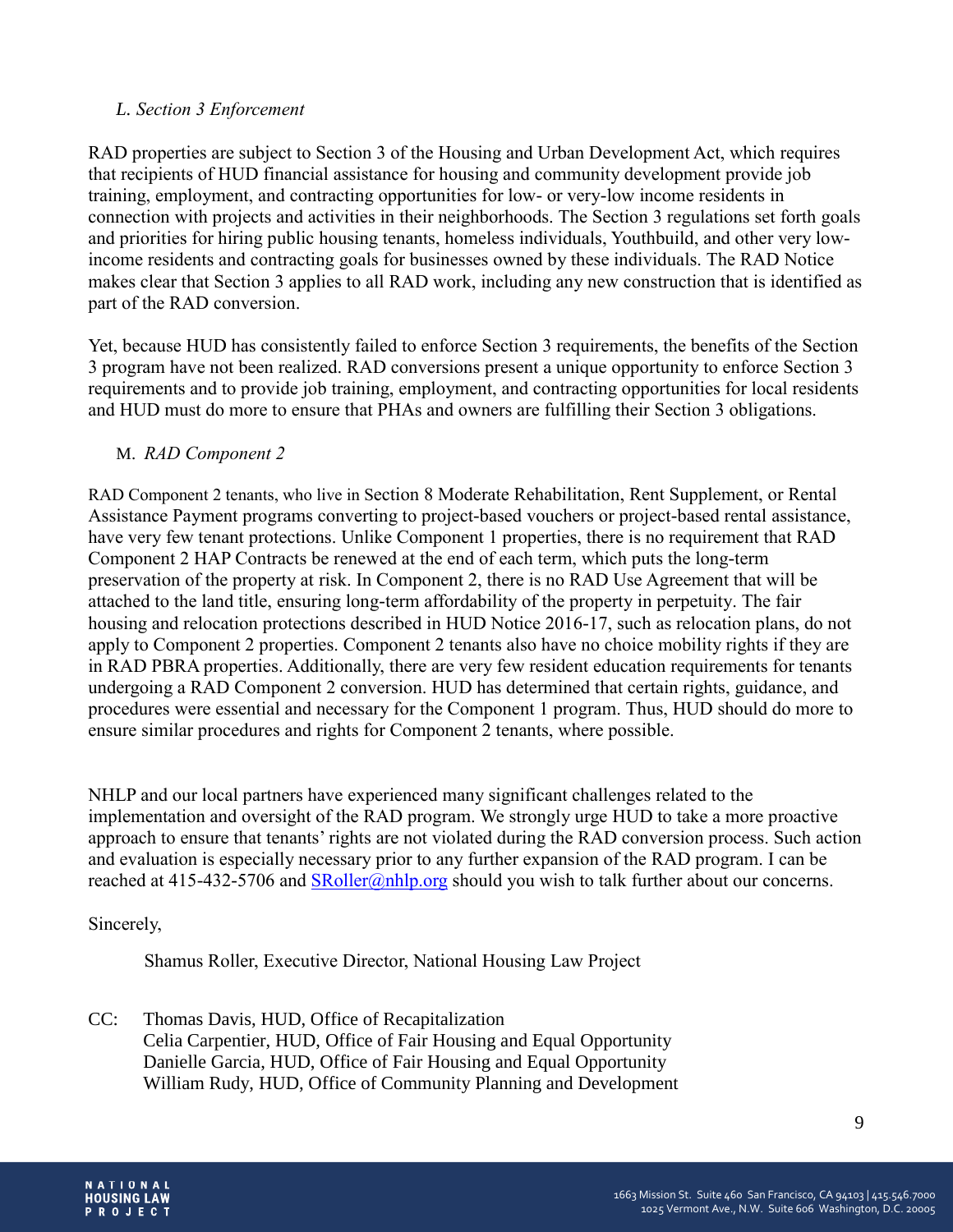*L. Section 3 Enforcement*

RAD properties are subject to Section 3 of the Housing and Urban Development Act, which requires that recipients of HUD financial assistance for housing and community development provide job training, employment, and contracting opportunities for low- or very-low income residents in connection with projects and activities in their neighborhoods. The Section 3 regulations set forth goals and priorities for hiring public housing tenants, homeless individuals, Youthbuild, and other very low-income residents and contracting goals for businesses owned by these individuals. The RAD Notice makes clear that Section 3 applies to all RAD work, including any new construction that is identified as part of the RAD conversion.

Yet, because HUD has consistently failed to enforce Section 3 requirements, the benefits of the Section 3 program have not been realized. RAD conversions present a unique opportunity to enforce Section 3 requirements and to provide job training, employment, and contracting opportunities for local residents and HUD must do more to ensure that PHAs and owners are fulfilling their Section 3 obligations.

M. *RAD Component 2*

RAD Component 2 tenants, who live in Section 8 Moderate Rehabilitation, Rent Supplement, or Rental Assistance Payment programs converting to project-based vouchers or project-based rental assistance, have very few tenant protections. Unlike Component 1 properties, there is no requirement that RAD Component 2 HAP Contracts be renewed at the end of each term, which puts the long-term preservation of the property at risk. In Component 2, there is no RAD Use Agreement that will be attached to the land title, ensuring long-term affordability of the property in perpetuity. The fair housing and relocation protections described in HUD Notice 2016-17, such as relocation plans, do not apply to Component 2 properties. Component 2 tenants also have no choice mobility rights if they are in RAD PBRA properties. Additionally, there are very few resident education requirements for tenants undergoing a RAD Component 2 conversion. HUD has determined that certain rights, guidance, and procedures were essential and necessary for the Component 1 program. Thus, HUD should do more to ensure similar procedures and rights for Component 2 tenants, where possible.

NHLP and our local partners have experienced many significant challenges related to the implementation and oversight of the RAD program. We strongly urge HUD to take a more proactive approach to ensure that tenants' rights are not violated during the RAD conversion process. Such action and evaluation is especially necessary prior to any further expansion of the RAD program. I can be reached at 415-432-5706 and SRoller@nhlp.org should you wish to talk further about our concerns.

Sincerely,

Shamus Roller, Executive Director, National Housing Law Project

CC: Thomas Davis, HUD, Office of Recapitalization
Celia Carpentier, HUD, Office of Fair Housing and Equal Opportunity
Danielle Garcia, HUD, Office of Fair Housing and Equal Opportunity
William Rudy, HUD, Office of Community Planning and Development